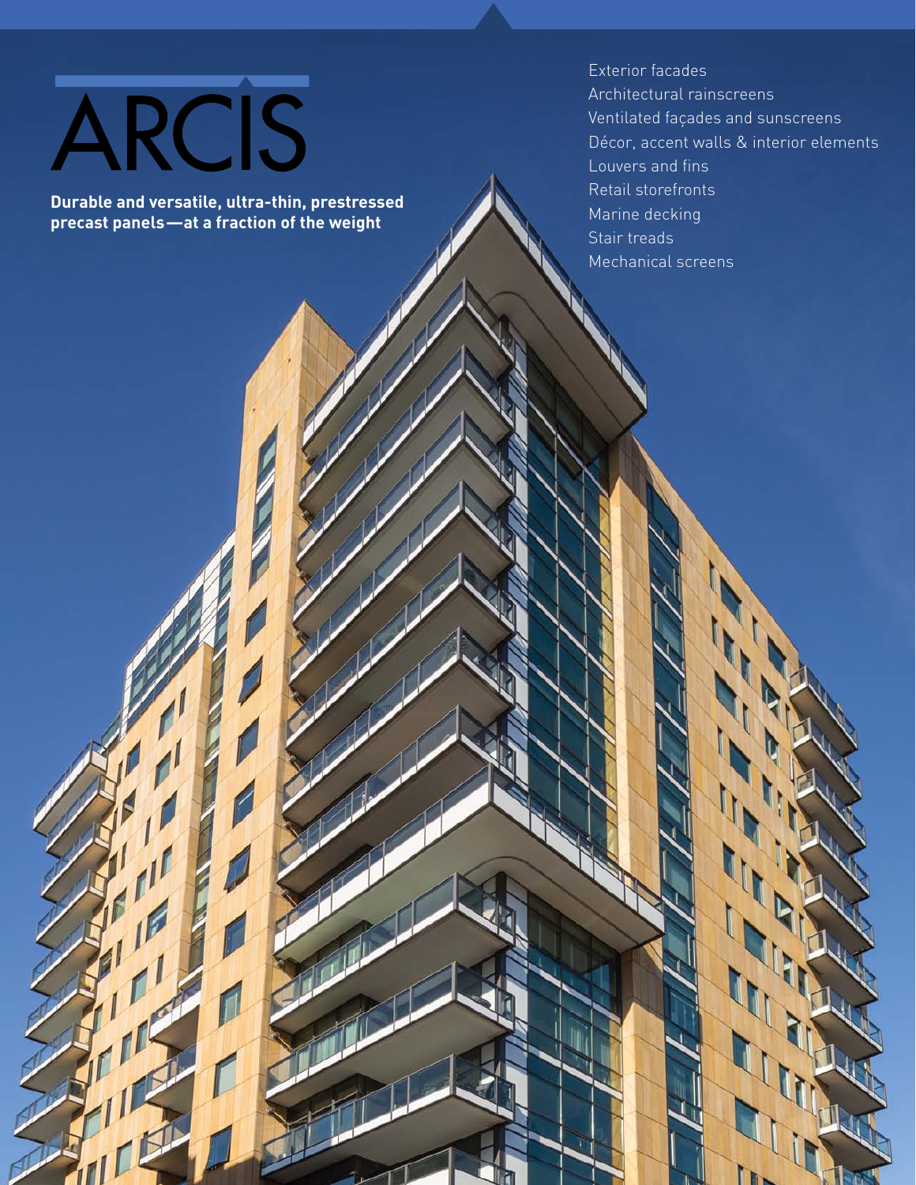# ARCIS

**Durable and versatile, ultra-thin, prestressed precast panels—at a fraction of the weight**

- Exterior facades
- Architectural rainscreens
- Ventilated façades and sunscreens
- Décor, accent walls & interior elements
- Louvers and fins
- Retail storefronts
- Marine decking
- Stair treads
- Mechanical screens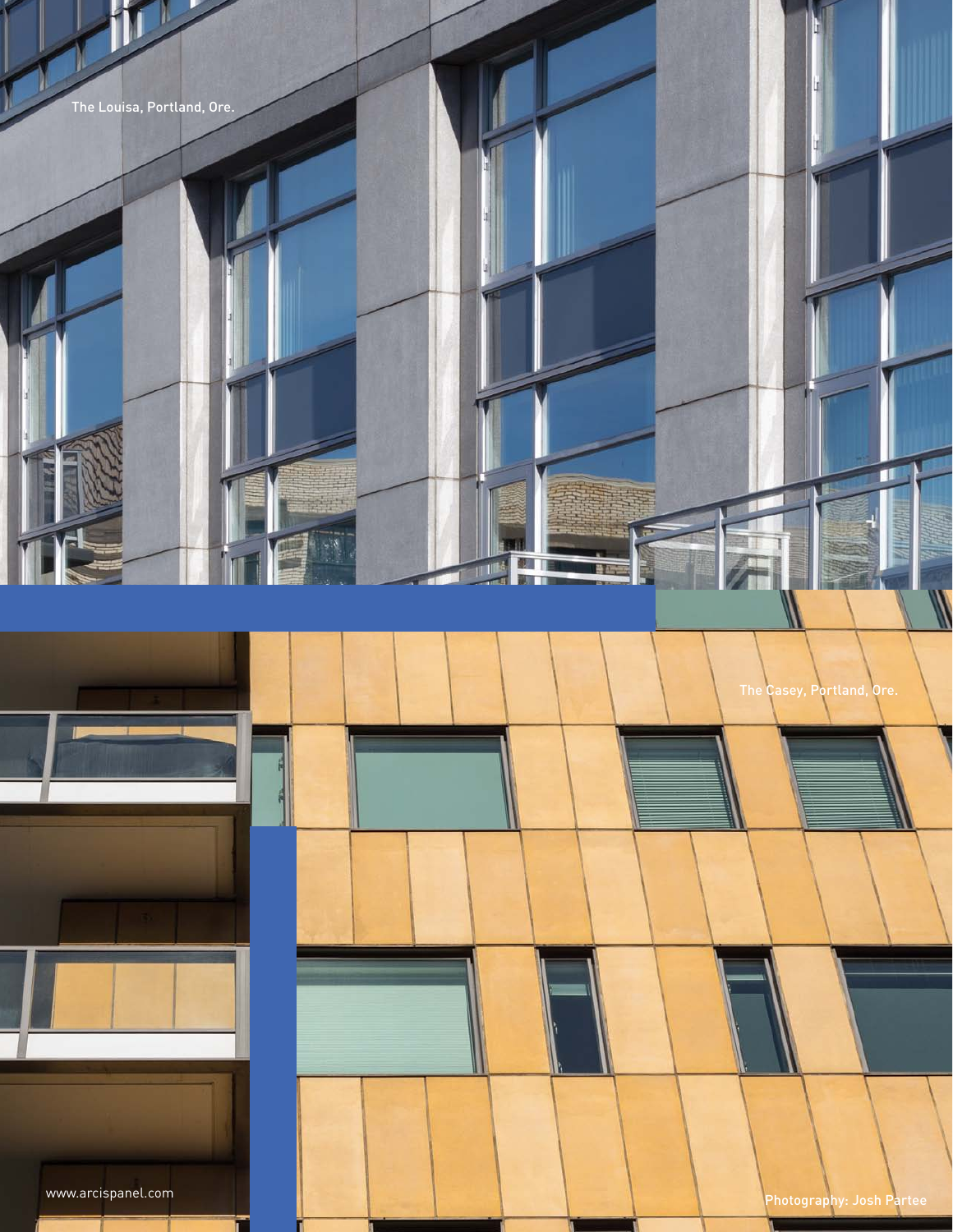The Louisa, Portland, Ore.

The Casey, Portland, Ore.

www.arcispanel.com

Photography: Josh Partee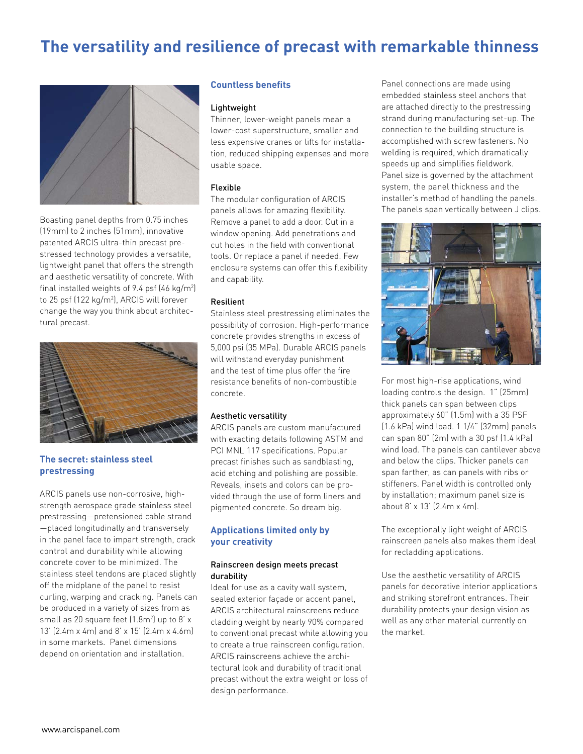# The versatility and resilience of precast with remarkable thinness

Boasting panel depths from 0.75 inches (19mm) to 2 inches (51mm), innovative patented ARCIS ultra-thin precast pre-stressed technology provides a versatile, lightweight panel that offers the strength and aesthetic versatility of concrete. With final installed weights of 9.4 psf (46 kg/m$^2$) to 25 psf (122 kg/m$^2$), ARCIS will forever change the way you think about architectural precast.

## The secret: stainless steel prestressing

ARCIS panels use non-corrosive, high-strength aerospace grade stainless steel prestressing—pretensioned cable strand—placed longitudinally and transversely in the panel face to impart strength, crack control and durability while allowing concrete cover to be minimized. The stainless steel tendons are placed slightly off the midplane of the panel to resist curling, warping and cracking. Panels can be produced in a variety of sizes from as small as 20 square feet (1.8m$^2$) up to 8' x 13' (2.4m x 4m) and 8' x 15' (2.4m x 4.6m) in some markets. Panel dimensions depend on orientation and installation.

## Countless benefits

### Lightweight

Thinner, lower-weight panels mean a lower-cost superstructure, smaller and less expensive cranes or lifts for installation, reduced shipping expenses and more usable space.

### Flexible

The modular configuration of ARCIS panels allows for amazing flexibility. Remove a panel to add a door. Cut in a window opening. Add penetrations and cut holes in the field with conventional tools. Or replace a panel if needed. Few enclosure systems can offer this flexibility and capability.

### Resilient

Stainless steel prestressing eliminates the possibility of corrosion. High-performance concrete provides strengths in excess of 5,000 psi (35 MPa). Durable ARCIS panels will withstand everyday punishment and the test of time plus offer the fire resistance benefits of non-combustible concrete.

### Aesthetic versatility

ARCIS panels are custom manufactured with exacting details following ASTM and PCI MNL 117 specifications. Popular precast finishes such as sandblasting, acid etching and polishing are possible. Reveals, insets and colors can be provided through the use of form liners and pigmented concrete. So dream big.

## Applications limited only by your creativity

### Rainscreen design meets precast durability

Ideal for use as a cavity wall system, sealed exterior façade or accent panel, ARCIS architectural rainscreens reduce cladding weight by nearly 90% compared to conventional precast while allowing you to create a true rainscreen configuration. ARCIS rainscreens achieve the architectural look and durability of traditional precast without the extra weight or loss of design performance.

Panel connections are made using embedded stainless steel anchors that are attached directly to the prestressing strand during manufacturing set-up. The connection to the building structure is accomplished with screw fasteners. No welding is required, which dramatically speeds up and simplifies fieldwork. Panel size is governed by the attachment system, the panel thickness and the installer's method of handling the panels. The panels span vertically between J clips.

For most high-rise applications, wind loading controls the design. 1" (25mm) thick panels can span between clips approximately 60" (1.5m) with a 35 PSF (1.6 kPa) wind load. 1 1/4" (32mm) panels can span 80" (2m) with a 30 psf (1.4 kPa) wind load. The panels can cantilever above and below the clips. Thicker panels can span farther, as can panels with ribs or stiffeners. Panel width is controlled only by installation; maximum panel size is about 8' x 13' (2.4m x 4m).

The exceptionally light weight of ARCIS rainscreen panels also makes them ideal for recladding applications.

Use the aesthetic versatility of ARCIS panels for decorative interior applications and striking storefront entrances. Their durability protects your design vision as well as any other material currently on the market.

www.arcispanel.com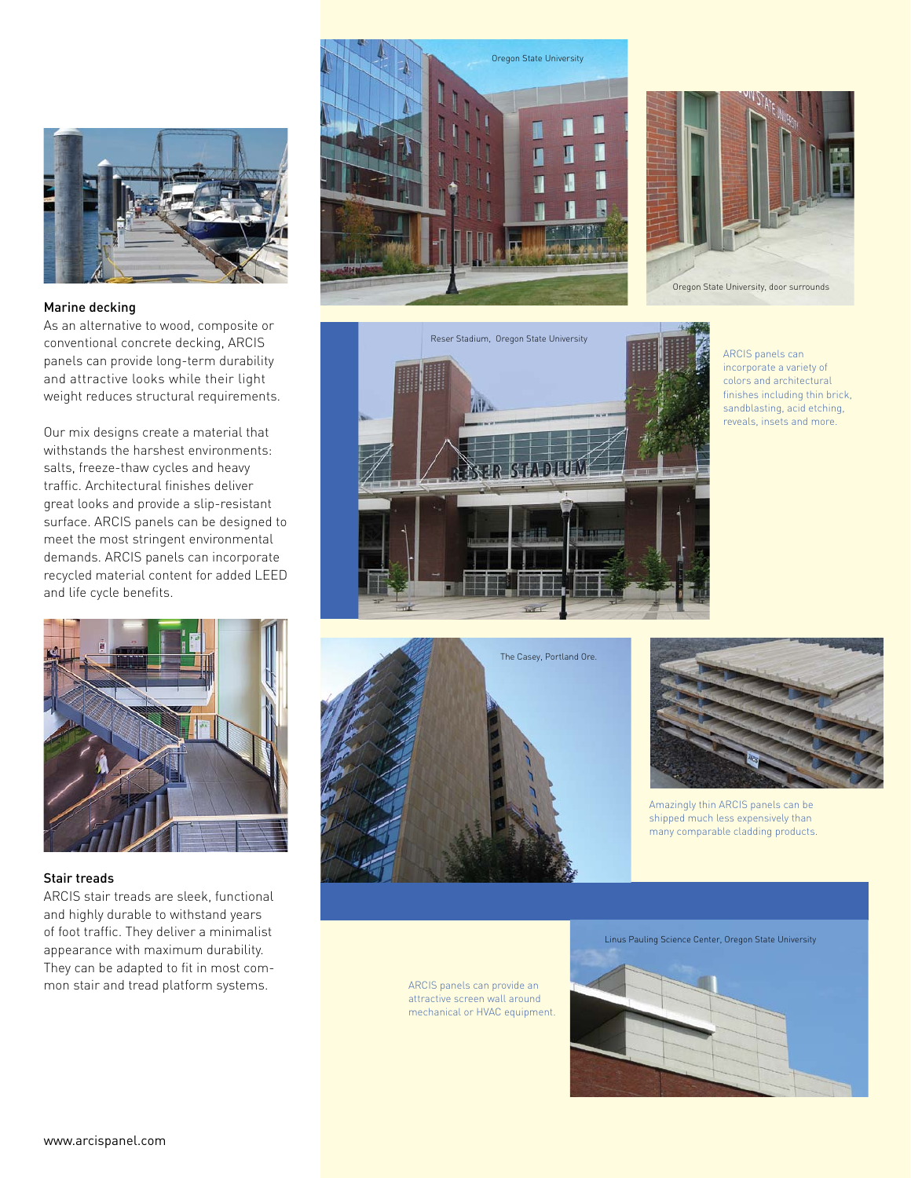### Marine decking

As an alternative to wood, composite or conventional concrete decking, ARCIS panels can provide long-term durability and attractive looks while their light weight reduces structural requirements.

Our mix designs create a material that withstands the harshest environments: salts, freeze-thaw cycles and heavy traffic. Architectural finishes deliver great looks and provide a slip-resistant surface. ARCIS panels can be designed to meet the most stringent environmental demands. ARCIS panels can incorporate recycled material content for added LEED and life cycle benefits.

### Stair treads

ARCIS stair treads are sleek, functional and highly durable to withstand years of foot traffic. They deliver a minimalist appearance with maximum durability. They can be adapted to fit in most common stair and tread platform systems.

Oregon State University

Oregon State University, door surrounds

Reser Stadium, Oregon State University

ARCIS panels can incorporate a variety of colors and architectural finishes including thin brick, sandblasting, acid etching, reveals, insets and more.

The Casey, Portland Ore.

Amazingly thin ARCIS panels can be shipped much less expensively than many comparable cladding products.

Linus Pauling Science Center, Oregon State University

ARCIS panels can provide an attractive screen wall around mechanical or HVAC equipment.

www.arcispanel.com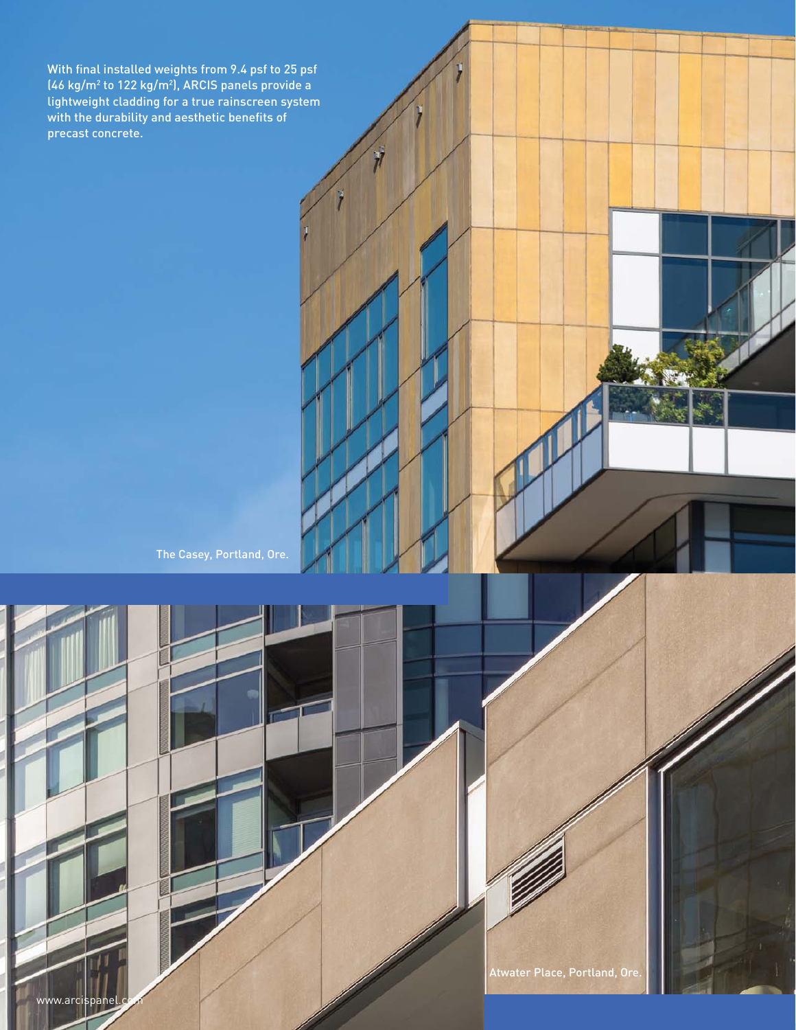With final installed weights from 9.4 psf to 25 psf (46 kg/m$^2$ to 122 kg/m$^2$), ARCIS panels provide a lightweight cladding for a true rainscreen system with the durability and aesthetic benefits of precast concrete.

The Casey, Portland, Ore.

Atwater Place, Portland, Ore.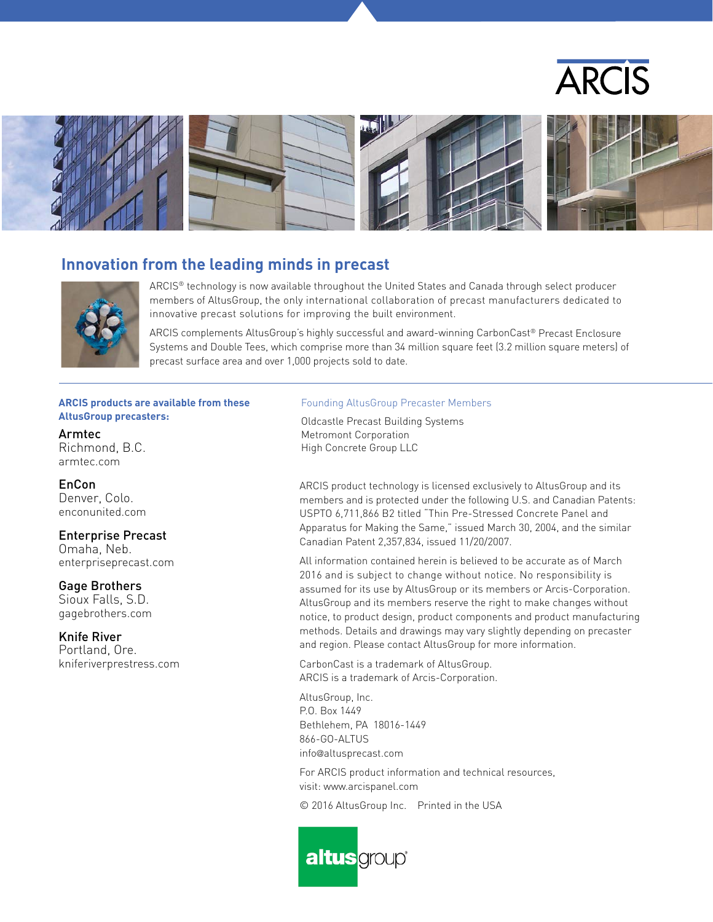ARCIS

## Innovation from the leading minds in precast

ARCIS® technology is now available throughout the United States and Canada through select producer members of AltusGroup, the only international collaboration of precast manufacturers dedicated to innovative precast solutions for improving the built environment.

ARCIS complements AltusGroup's highly successful and award-winning CarbonCast® Precast Enclosure Systems and Double Tees, which comprise more than 34 million square feet (3.2 million square meters) of precast surface area and over 1,000 projects sold to date.

**ARCIS products are available from these AltusGroup precasters:**

Armtec
Richmond, B.C.
armtec.com

EnCon
Denver, Colo.
enconunited.com

Enterprise Precast
Omaha, Neb.
enterpriseprecast.com

Gage Brothers
Sioux Falls, S.D.
gagebrothers.com

Knife River
Portland, Ore.
kniferiverprestress.com

Founding AltusGroup Precaster Members

Oldcastle Precast Building Systems
Metromont Corporation
High Concrete Group LLC

ARCIS product technology is licensed exclusively to AltusGroup and its members and is protected under the following U.S. and Canadian Patents: USPTO 6,711,866 B2 titled "Thin Pre-Stressed Concrete Panel and Apparatus for Making the Same," issued March 30, 2004, and the similar Canadian Patent 2,357,834, issued 11/20/2007.

All information contained herein is believed to be accurate as of March 2016 and is subject to change without notice. No responsibility is assumed for its use by AltusGroup or its members or Arcis-Corporation. AltusGroup and its members reserve the right to make changes without notice, to product design, product components and product manufacturing methods. Details and drawings may vary slightly depending on precaster and region. Please contact AltusGroup for more information.

CarbonCast is a trademark of AltusGroup.
ARCIS is a trademark of Arcis-Corporation.

AltusGroup, Inc.
P.O. Box 1449
Bethlehem, PA 18016-1449
866-GO-ALTUS
info@altusprecast.com

For ARCIS product information and technical resources, visit: www.arcispanel.com

© 2016 AltusGroup Inc. Printed in the USA

altusgroup®